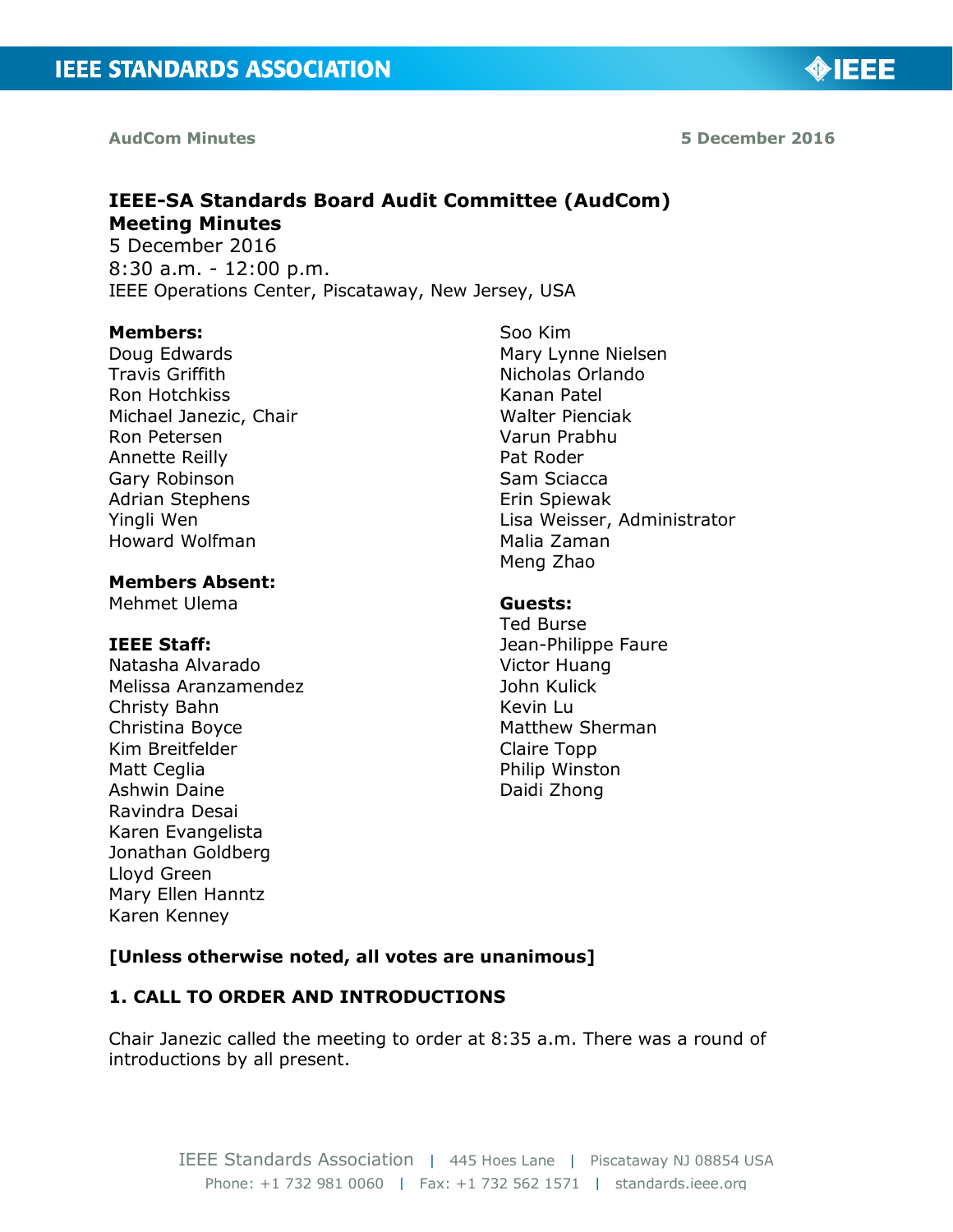# IEEE-SA Standards Board Audit Committee (AudCom) Meeting Minutes

5 December 2016
8:30 a.m. - 12:00 p.m.
IEEE Operations Center, Piscataway, New Jersey, USA

**Members:**
Doug Edwards
Travis Griffith
Ron Hotchkiss
Michael Janezic, Chair
Ron Petersen
Annette Reilly
Gary Robinson
Adrian Stephens
Yingli Wen
Howard Wolfman

**Members Absent:**
Mehmet Ulema

**IEEE Staff:**
Natasha Alvarado
Melissa Aranzamendez
Christy Bahn
Christina Boyce
Kim Breitfelder
Matt Ceglia
Ashwin Daine
Ravindra Desai
Karen Evangelista
Jonathan Goldberg
Lloyd Green
Mary Ellen Hanntz
Karen Kenney
Soo Kim
Mary Lynne Nielsen
Nicholas Orlando
Kanan Patel
Walter Pienciak
Varun Prabhu
Pat Roder
Sam Sciacca
Erin Spiewak
Lisa Weisser, Administrator
Malia Zaman
Meng Zhao

**Guests:**
Ted Burse
Jean-Philippe Faure
Victor Huang
John Kulick
Kevin Lu
Matthew Sherman
Claire Topp
Philip Winston
Daidi Zhong

**[Unless otherwise noted, all votes are unanimous]**

## 1. CALL TO ORDER AND INTRODUCTIONS

Chair Janezic called the meeting to order at 8:35 a.m. There was a round of introductions by all present.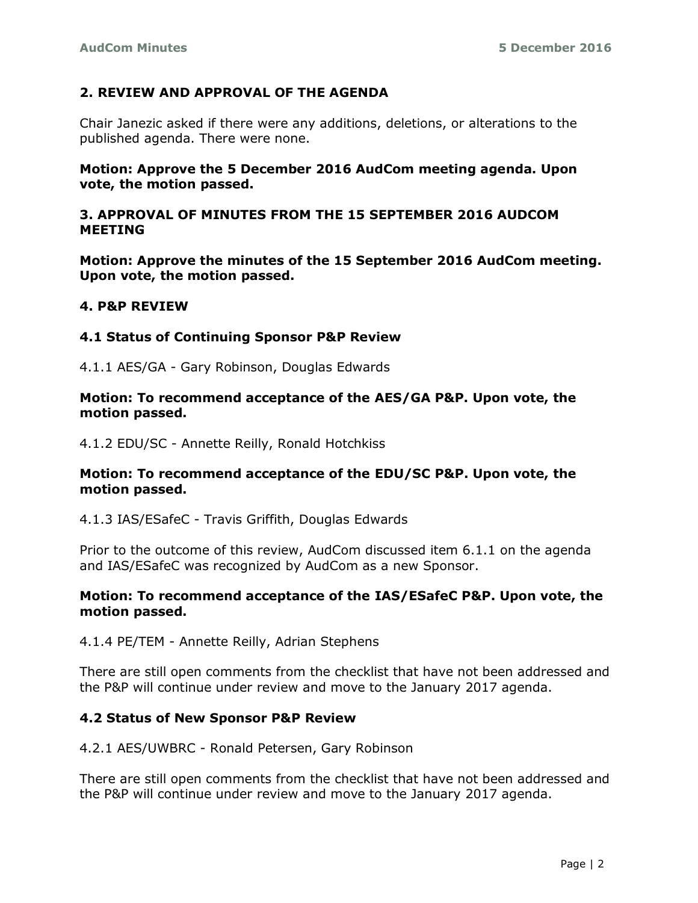## 2. REVIEW AND APPROVAL OF THE AGENDA

Chair Janezic asked if there were any additions, deletions, or alterations to the published agenda. There were none.

**Motion: Approve the 5 December 2016 AudCom meeting agenda. Upon vote, the motion passed.**

## 3. APPROVAL OF MINUTES FROM THE 15 SEPTEMBER 2016 AUDCOM MEETING

**Motion: Approve the minutes of the 15 September 2016 AudCom meeting. Upon vote, the motion passed.**

## 4. P&P REVIEW

### 4.1 Status of Continuing Sponsor P&P Review

4.1.1 AES/GA - Gary Robinson, Douglas Edwards

**Motion: To recommend acceptance of the AES/GA P&P. Upon vote, the motion passed.**

4.1.2 EDU/SC - Annette Reilly, Ronald Hotchkiss

**Motion: To recommend acceptance of the EDU/SC P&P. Upon vote, the motion passed.**

4.1.3 IAS/ESafeC - Travis Griffith, Douglas Edwards

Prior to the outcome of this review, AudCom discussed item 6.1.1 on the agenda and IAS/ESafeC was recognized by AudCom as a new Sponsor.

**Motion: To recommend acceptance of the IAS/ESafeC P&P. Upon vote, the motion passed.**

4.1.4 PE/TEM - Annette Reilly, Adrian Stephens

There are still open comments from the checklist that have not been addressed and the P&P will continue under review and move to the January 2017 agenda.

### 4.2 Status of New Sponsor P&P Review

4.2.1 AES/UWBRC - Ronald Petersen, Gary Robinson

There are still open comments from the checklist that have not been addressed and the P&P will continue under review and move to the January 2017 agenda.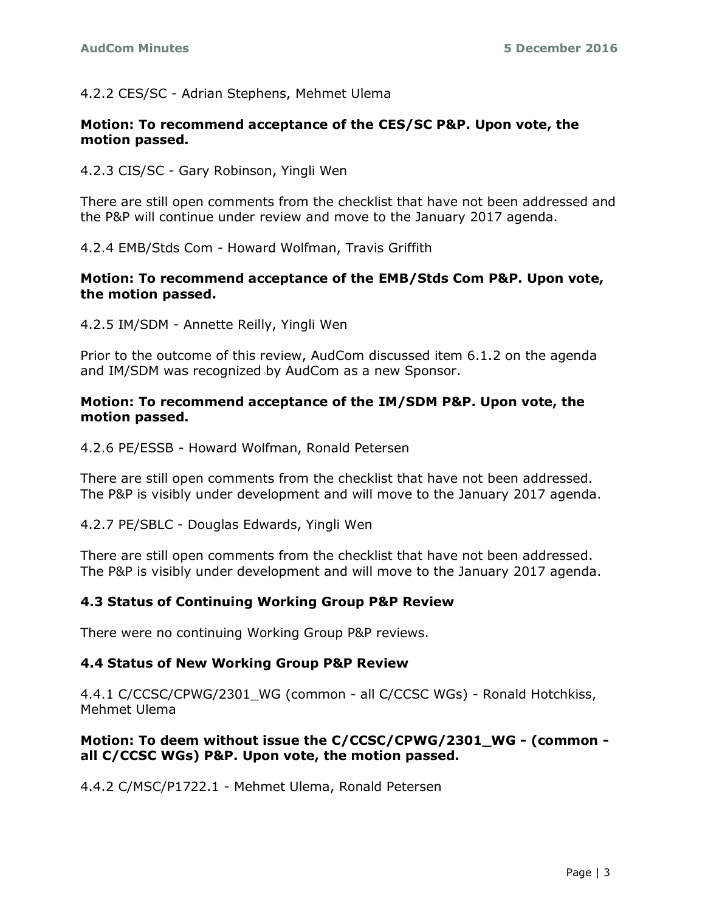4.2.2 CES/SC - Adrian Stephens, Mehmet Ulema

**Motion: To recommend acceptance of the CES/SC P&P. Upon vote, the motion passed.**

4.2.3 CIS/SC - Gary Robinson, Yingli Wen

There are still open comments from the checklist that have not been addressed and the P&P will continue under review and move to the January 2017 agenda.

4.2.4 EMB/Stds Com - Howard Wolfman, Travis Griffith

**Motion: To recommend acceptance of the EMB/Stds Com P&P. Upon vote, the motion passed.**

4.2.5 IM/SDM - Annette Reilly, Yingli Wen

Prior to the outcome of this review, AudCom discussed item 6.1.2 on the agenda and IM/SDM was recognized by AudCom as a new Sponsor.

**Motion: To recommend acceptance of the IM/SDM P&P. Upon vote, the motion passed.**

4.2.6 PE/ESSB - Howard Wolfman, Ronald Petersen

There are still open comments from the checklist that have not been addressed. The P&P is visibly under development and will move to the January 2017 agenda.

4.2.7 PE/SBLC - Douglas Edwards, Yingli Wen

There are still open comments from the checklist that have not been addressed. The P&P is visibly under development and will move to the January 2017 agenda.

### 4.3 Status of Continuing Working Group P&P Review

There were no continuing Working Group P&P reviews.

### 4.4 Status of New Working Group P&P Review

4.4.1 C/CCSC/CPWG/2301_WG (common - all C/CCSC WGs) - Ronald Hotchkiss, Mehmet Ulema

**Motion: To deem without issue the C/CCSC/CPWG/2301_WG - (common - all C/CCSC WGs) P&P. Upon vote, the motion passed.**

4.4.2 C/MSC/P1722.1 - Mehmet Ulema, Ronald Petersen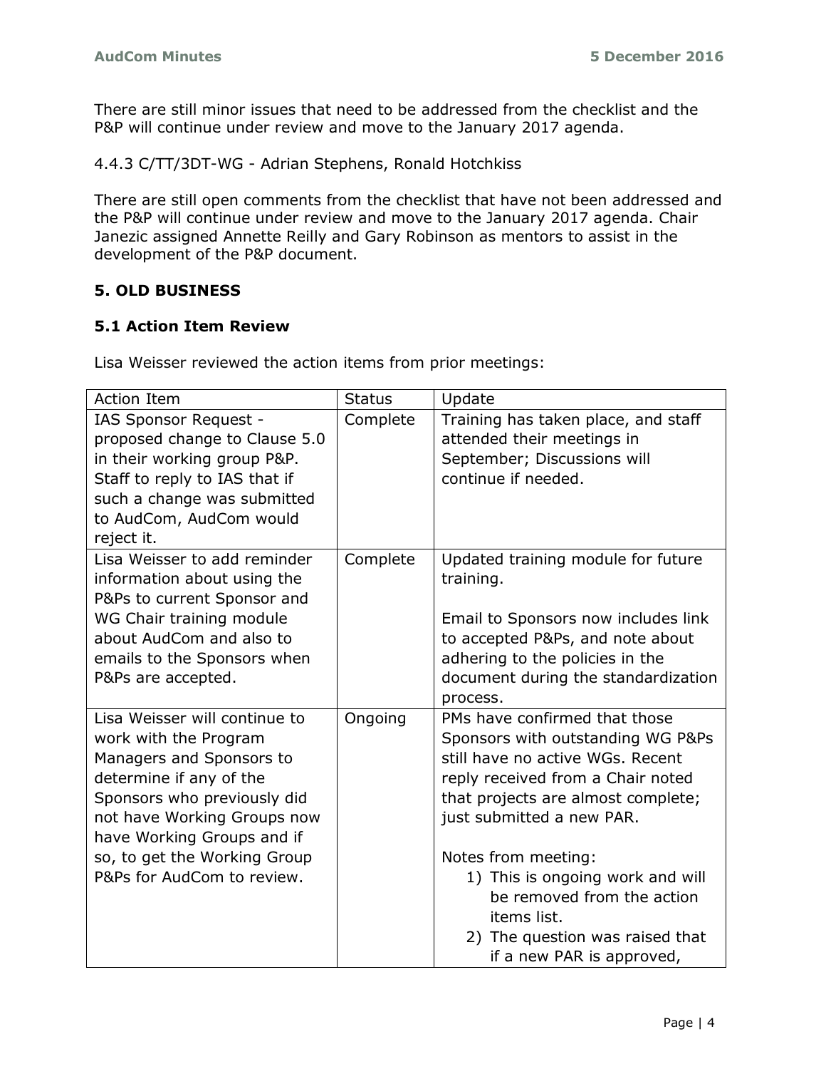There are still minor issues that need to be addressed from the checklist and the P&P will continue under review and move to the January 2017 agenda.

4.4.3 C/TT/3DT-WG - Adrian Stephens, Ronald Hotchkiss

There are still open comments from the checklist that have not been addressed and the P&P will continue under review and move to the January 2017 agenda. Chair Janezic assigned Annette Reilly and Gary Robinson as mentors to assist in the development of the P&P document.

## 5. OLD BUSINESS

### 5.1 Action Item Review

Lisa Weisser reviewed the action items from prior meetings:

| Action Item | Status | Update |
|---|---|---|
| IAS Sponsor Request - proposed change to Clause 5.0 in their working group P&P. Staff to reply to IAS that if such a change was submitted to AudCom, AudCom would reject it. | Complete | Training has taken place, and staff attended their meetings in September; Discussions will continue if needed. |
| Lisa Weisser to add reminder information about using the P&Ps to current Sponsor and WG Chair training module about AudCom and also to emails to the Sponsors when P&Ps are accepted. | Complete | Updated training module for future training.<br><br>Email to Sponsors now includes link to accepted P&Ps, and note about adhering to the policies in the document during the standardization process. |
| Lisa Weisser will continue to work with the Program Managers and Sponsors to determine if any of the Sponsors who previously did not have Working Groups now have Working Groups and if so, to get the Working Group P&Ps for AudCom to review. | Ongoing | PMs have confirmed that those Sponsors with outstanding WG P&Ps still have no active WGs. Recent reply received from a Chair noted that projects are almost complete; just submitted a new PAR.<br><br>Notes from meeting:<br>1) This is ongoing work and will be removed from the action items list.<br>2) The question was raised that if a new PAR is approved, |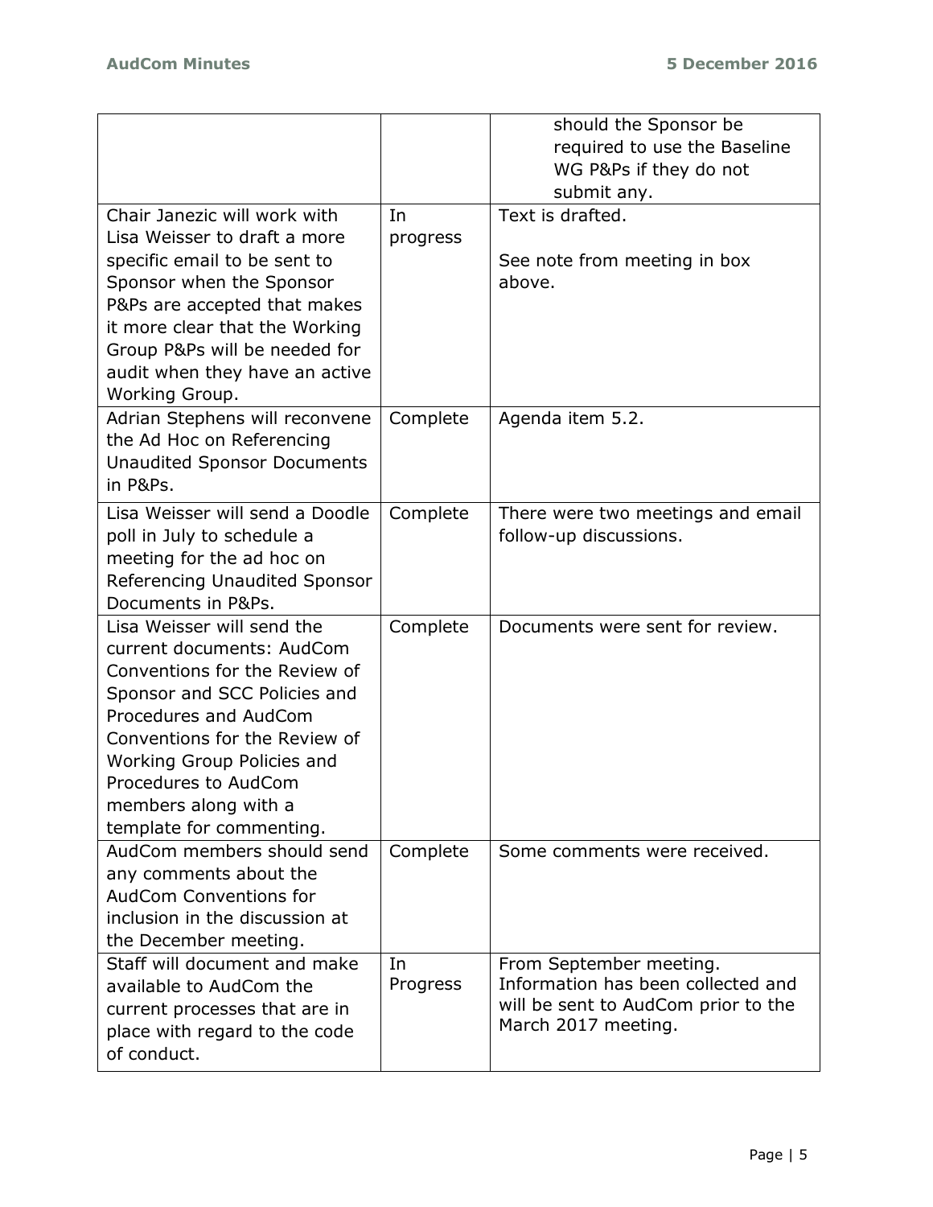| | | |
|---|---|---|
| | | should the Sponsor be required to use the Baseline WG P&Ps if they do not submit any. |
| Chair Janezic will work with Lisa Weisser to draft a more specific email to be sent to Sponsor when the Sponsor P&Ps are accepted that makes it more clear that the Working Group P&Ps will be needed for audit when they have an active Working Group. | In progress | Text is drafted.<br><br>See note from meeting in box above. |
| Adrian Stephens will reconvene the Ad Hoc on Referencing Unaudited Sponsor Documents in P&Ps. | Complete | Agenda item 5.2. |
| Lisa Weisser will send a Doodle poll in July to schedule a meeting for the ad hoc on Referencing Unaudited Sponsor Documents in P&Ps. | Complete | There were two meetings and email follow-up discussions. |
| Lisa Weisser will send the current documents: AudCom Conventions for the Review of Sponsor and SCC Policies and Procedures and AudCom Conventions for the Review of Working Group Policies and Procedures to AudCom members along with a template for commenting. | Complete | Documents were sent for review. |
| AudCom members should send any comments about the AudCom Conventions for inclusion in the discussion at the December meeting. | Complete | Some comments were received. |
| Staff will document and make available to AudCom the current processes that are in place with regard to the code of conduct. | In Progress | From September meeting. Information has been collected and will be sent to AudCom prior to the March 2017 meeting. |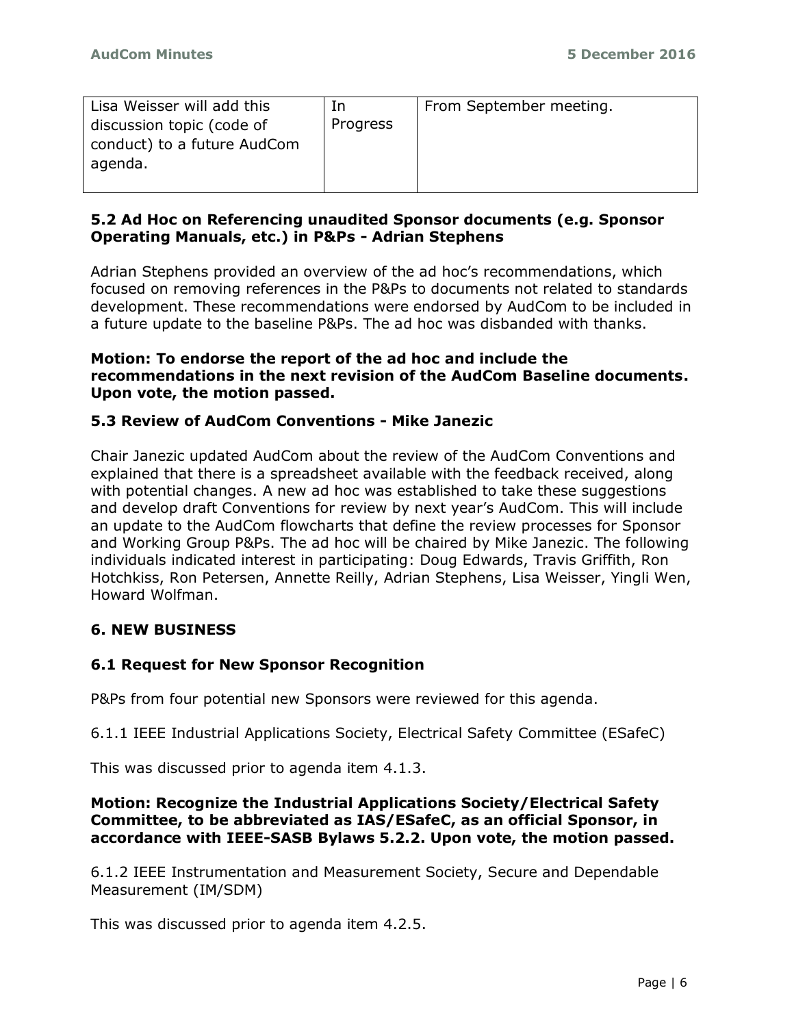| Lisa Weisser will add this discussion topic (code of conduct) to a future AudCom agenda. | In Progress | From September meeting. |
|---|---|---|

### 5.2 Ad Hoc on Referencing unaudited Sponsor documents (e.g. Sponsor Operating Manuals, etc.) in P&Ps - Adrian Stephens

Adrian Stephens provided an overview of the ad hoc's recommendations, which focused on removing references in the P&Ps to documents not related to standards development. These recommendations were endorsed by AudCom to be included in a future update to the baseline P&Ps. The ad hoc was disbanded with thanks.

**Motion: To endorse the report of the ad hoc and include the recommendations in the next revision of the AudCom Baseline documents. Upon vote, the motion passed.**

### 5.3 Review of AudCom Conventions - Mike Janezic

Chair Janezic updated AudCom about the review of the AudCom Conventions and explained that there is a spreadsheet available with the feedback received, along with potential changes. A new ad hoc was established to take these suggestions and develop draft Conventions for review by next year's AudCom. This will include an update to the AudCom flowcharts that define the review processes for Sponsor and Working Group P&Ps. The ad hoc will be chaired by Mike Janezic. The following individuals indicated interest in participating: Doug Edwards, Travis Griffith, Ron Hotchkiss, Ron Petersen, Annette Reilly, Adrian Stephens, Lisa Weisser, Yingli Wen, Howard Wolfman.

## 6. NEW BUSINESS

### 6.1 Request for New Sponsor Recognition

P&Ps from four potential new Sponsors were reviewed for this agenda.

6.1.1 IEEE Industrial Applications Society, Electrical Safety Committee (ESafeC)

This was discussed prior to agenda item 4.1.3.

**Motion: Recognize the Industrial Applications Society/Electrical Safety Committee, to be abbreviated as IAS/ESafeC, as an official Sponsor, in accordance with IEEE-SASB Bylaws 5.2.2. Upon vote, the motion passed.**

6.1.2 IEEE Instrumentation and Measurement Society, Secure and Dependable Measurement (IM/SDM)

This was discussed prior to agenda item 4.2.5.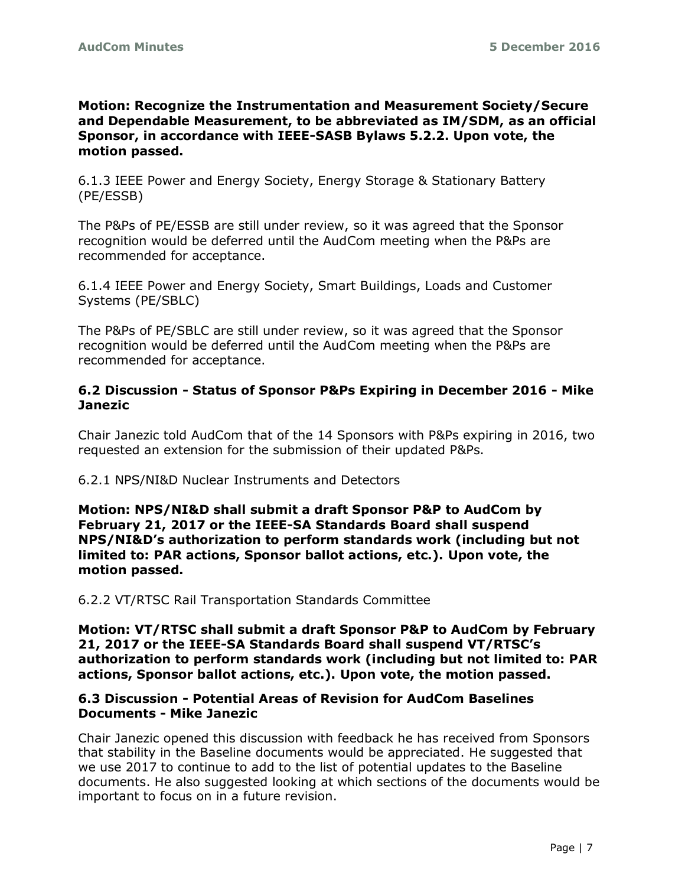**Motion: Recognize the Instrumentation and Measurement Society/Secure and Dependable Measurement, to be abbreviated as IM/SDM, as an official Sponsor, in accordance with IEEE-SASB Bylaws 5.2.2. Upon vote, the motion passed.**

6.1.3 IEEE Power and Energy Society, Energy Storage & Stationary Battery (PE/ESSB)

The P&Ps of PE/ESSB are still under review, so it was agreed that the Sponsor recognition would be deferred until the AudCom meeting when the P&Ps are recommended for acceptance.

6.1.4 IEEE Power and Energy Society, Smart Buildings, Loads and Customer Systems (PE/SBLC)

The P&Ps of PE/SBLC are still under review, so it was agreed that the Sponsor recognition would be deferred until the AudCom meeting when the P&Ps are recommended for acceptance.

### 6.2 Discussion - Status of Sponsor P&Ps Expiring in December 2016 - Mike Janezic

Chair Janezic told AudCom that of the 14 Sponsors with P&Ps expiring in 2016, two requested an extension for the submission of their updated P&Ps.

6.2.1 NPS/NI&D Nuclear Instruments and Detectors

**Motion: NPS/NI&D shall submit a draft Sponsor P&P to AudCom by February 21, 2017 or the IEEE-SA Standards Board shall suspend NPS/NI&D's authorization to perform standards work (including but not limited to: PAR actions, Sponsor ballot actions, etc.). Upon vote, the motion passed.**

6.2.2 VT/RTSC Rail Transportation Standards Committee

**Motion: VT/RTSC shall submit a draft Sponsor P&P to AudCom by February 21, 2017 or the IEEE-SA Standards Board shall suspend VT/RTSC's authorization to perform standards work (including but not limited to: PAR actions, Sponsor ballot actions, etc.). Upon vote, the motion passed.**

### 6.3 Discussion - Potential Areas of Revision for AudCom Baselines Documents - Mike Janezic

Chair Janezic opened this discussion with feedback he has received from Sponsors that stability in the Baseline documents would be appreciated. He suggested that we use 2017 to continue to add to the list of potential updates to the Baseline documents. He also suggested looking at which sections of the documents would be important to focus on in a future revision.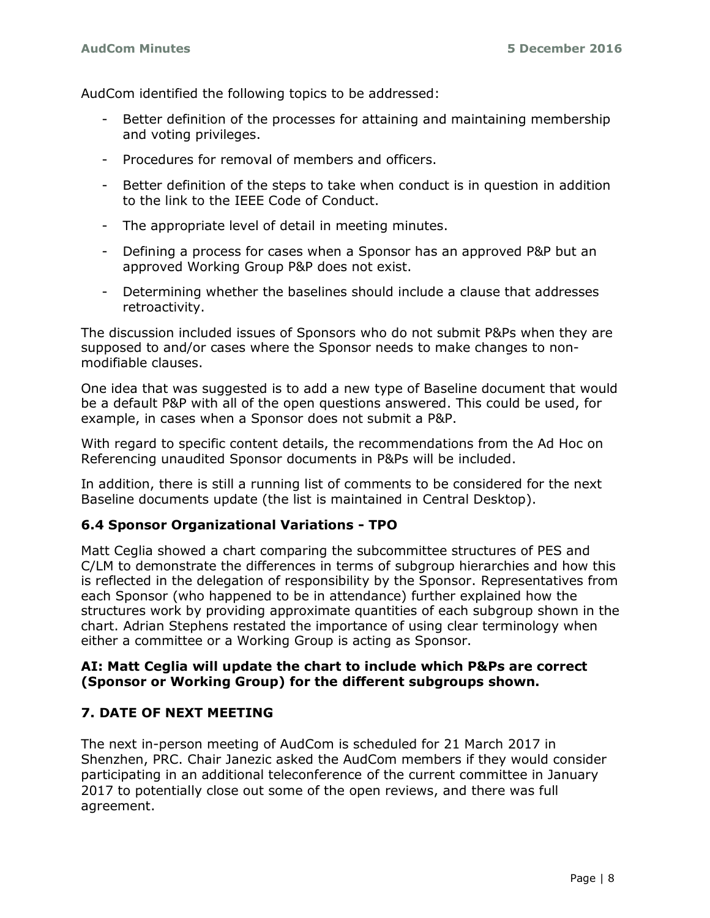AudCom identified the following topics to be addressed:

- Better definition of the processes for attaining and maintaining membership and voting privileges.
- Procedures for removal of members and officers.
- Better definition of the steps to take when conduct is in question in addition to the link to the IEEE Code of Conduct.
- The appropriate level of detail in meeting minutes.
- Defining a process for cases when a Sponsor has an approved P&P but an approved Working Group P&P does not exist.
- Determining whether the baselines should include a clause that addresses retroactivity.

The discussion included issues of Sponsors who do not submit P&Ps when they are supposed to and/or cases where the Sponsor needs to make changes to non-modifiable clauses.

One idea that was suggested is to add a new type of Baseline document that would be a default P&P with all of the open questions answered. This could be used, for example, in cases when a Sponsor does not submit a P&P.

With regard to specific content details, the recommendations from the Ad Hoc on Referencing unaudited Sponsor documents in P&Ps will be included.

In addition, there is still a running list of comments to be considered for the next Baseline documents update (the list is maintained in Central Desktop).

### 6.4 Sponsor Organizational Variations - TPO

Matt Ceglia showed a chart comparing the subcommittee structures of PES and C/LM to demonstrate the differences in terms of subgroup hierarchies and how this is reflected in the delegation of responsibility by the Sponsor. Representatives from each Sponsor (who happened to be in attendance) further explained how the structures work by providing approximate quantities of each subgroup shown in the chart. Adrian Stephens restated the importance of using clear terminology when either a committee or a Working Group is acting as Sponsor.

**AI: Matt Ceglia will update the chart to include which P&Ps are correct (Sponsor or Working Group) for the different subgroups shown.**

## 7. DATE OF NEXT MEETING

The next in-person meeting of AudCom is scheduled for 21 March 2017 in Shenzhen, PRC. Chair Janezic asked the AudCom members if they would consider participating in an additional teleconference of the current committee in January 2017 to potentially close out some of the open reviews, and there was full agreement.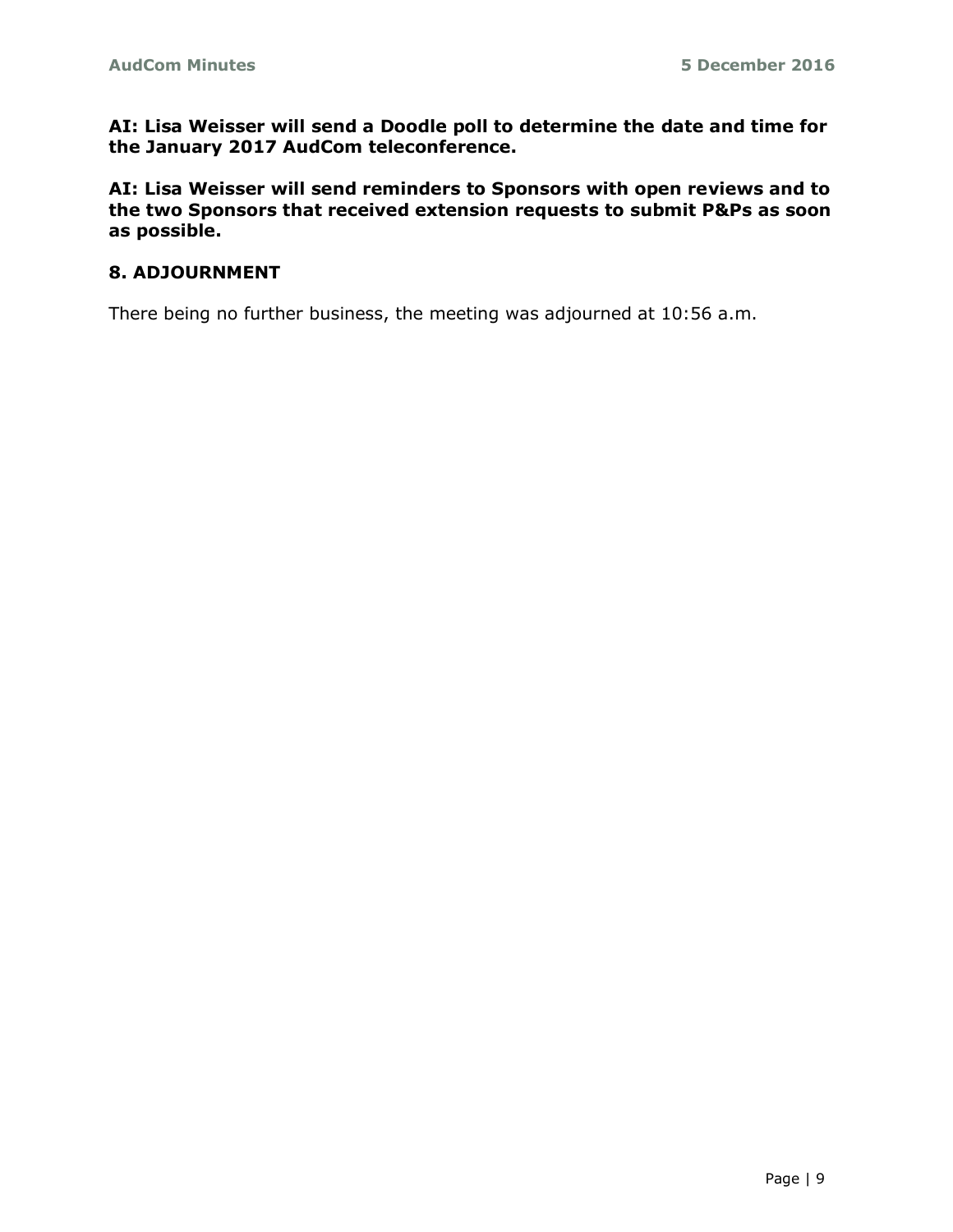**AI: Lisa Weisser will send a Doodle poll to determine the date and time for the January 2017 AudCom teleconference.**

**AI: Lisa Weisser will send reminders to Sponsors with open reviews and to the two Sponsors that received extension requests to submit P&Ps as soon as possible.**

## 8. ADJOURNMENT

There being no further business, the meeting was adjourned at 10:56 a.m.